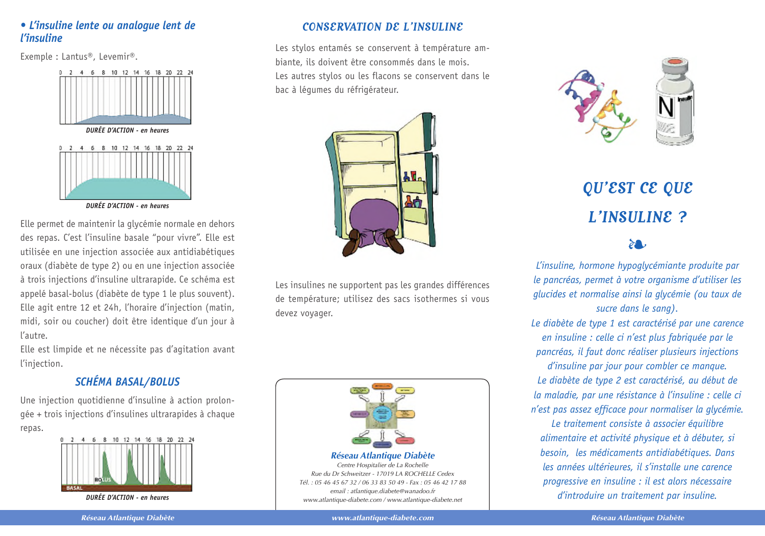### • L'insuline lente ou analogue lent de l'insuline

Exemple : Lantus®, Levemir®.

DURÉE D'ACTION - en heures

DURÉE D'ACTION - en heures

Elle permet de maintenir la glycémie normale en dehors des repas. C'est l'insuline basale "pour vivre". Elle est utilisée en une injection associée aux antidiabétiques oraux (diabète de type 2) ou en une injection associée à trois injections d'insuline ultrarapide. Ce schéma est appelé basal-bolus (diabète de type 1 le plus souvent). Elle agit entre 12 et 24h, l'horaire d'injection (matin, midi, soir ou coucher) doit être identique d'un jour à l'autre.
Elle est limpide et ne nécessite pas d'agitation avant l'injection.

## SCHÉMA BASAL/BOLUS

Une injection quotidienne d'insuline à action prolongée + trois injections d'insulines ultrarapides à chaque repas.

DURÉE D'ACTION - en heures

## CONSERVATION DE L'INSULINE

Les stylos entamés se conservent à température ambiante, ils doivent être consommés dans le mois.
Les autres stylos ou les flacons se conservent dans le bac à légumes du réfrigérateur.

Les insulines ne supportent pas les grandes différences de température; utilisez des sacs isothermes si vous devez voyager.

**Réseau Atlantique Diabète**
*Centre Hospitalier de La Rochelle*
*Rue du Dr Schweitzer - 17019 LA ROCHELLE Cedex*
*Tél. : 05 46 45 67 32 / 06 33 83 50 49 - Fax : 05 46 42 17 88*
*email : atlantique.diabete@wanadoo.fr*
*www.atlantique-diabete.com / www.atlantique-diabete.net*

# QU'EST CE QUE L'INSULINE ?

❧

*L'insuline, hormone hypoglycémiante produite par le pancréas, permet à votre organisme d'utiliser les glucides et normalise ainsi la glycémie (ou taux de sucre dans le sang).*
*Le diabète de type 1 est caractérisé par une carence en insuline : celle ci n'est plus fabriquée par le pancréas, il faut donc réaliser plusieurs injections d'insuline par jour pour combler ce manque.*
*Le diabète de type 2 est caractérisé, au début de la maladie, par une résistance à l'insuline : celle ci n'est pas assez efficace pour normaliser la glycémie.*
*Le traitement consiste à associer équilibre alimentaire et activité physique et à débuter, si besoin, les médicaments antidiabétiques. Dans les années ultérieures, il s'installe une carence progressive en insuline : il est alors nécessaire d'introduire un traitement par insuline.*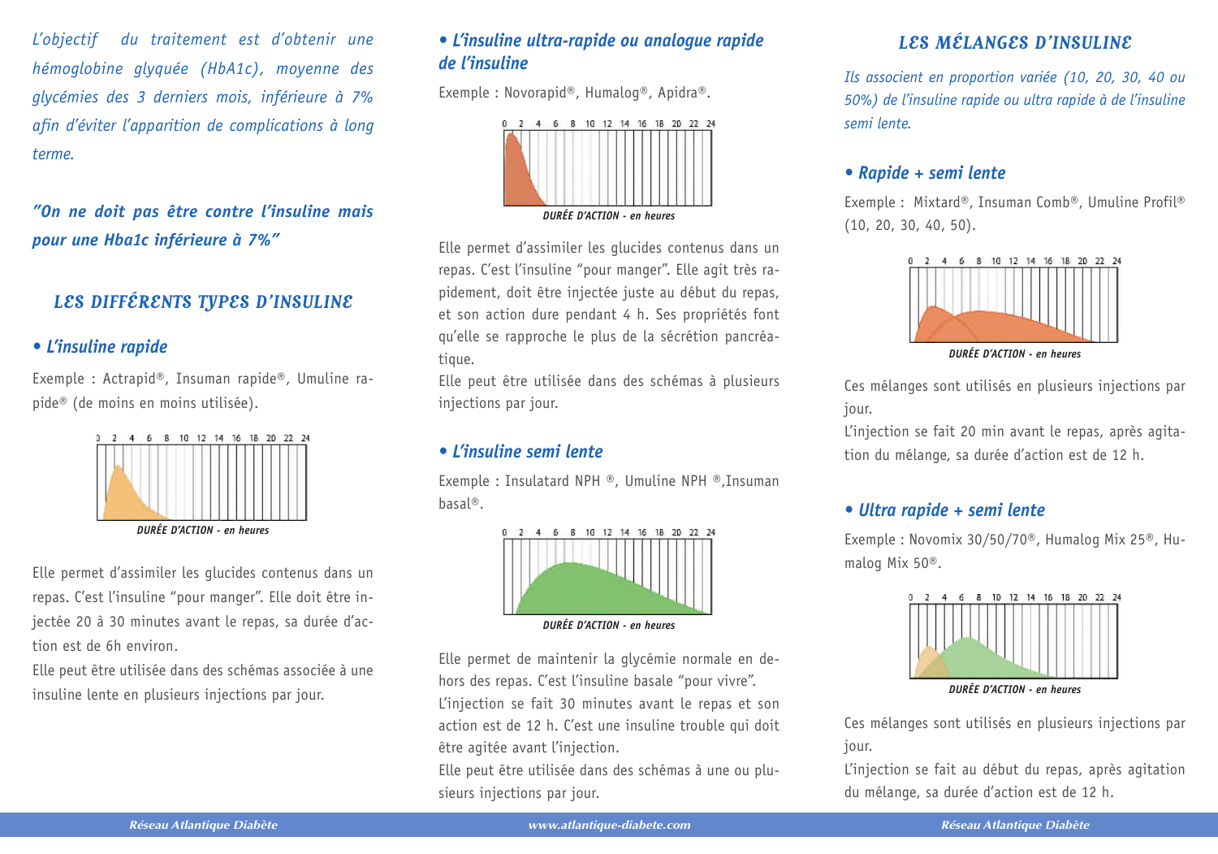*L'objectif du traitement est d'obtenir une hémoglobine glyquée (HbA1c), moyenne des glycémies des 3 derniers mois, inférieure à 7% afin d'éviter l'apparition de complications à long terme.*

***"On ne doit pas être contre l'insuline mais pour une Hba1c inférieure à 7%"***

## LES DIFFÉRENTS TYPES D'INSULINE

### • L'insuline rapide

Exemple : Actrapid®, Insuman rapide®, Umuline rapide® (de moins en moins utilisée).

0 2 4 6 8 10 12 14 16 18 20 22 24

DURÉE D'ACTION - en heures

Elle permet d'assimiler les glucides contenus dans un repas. C'est l'insuline "pour manger". Elle doit être injectée 20 à 30 minutes avant le repas, sa durée d'action est de 6h environ.
Elle peut être utilisée dans des schémas associée à une insuline lente en plusieurs injections par jour.

### • L'insuline ultra-rapide ou analogue rapide de l'insuline

Exemple : Novorapid®, Humalog®, Apidra®.

0 2 4 6 8 10 12 14 16 18 20 22 24

DURÉE D'ACTION - en heures

Elle permet d'assimiler les glucides contenus dans un repas. C'est l'insuline "pour manger". Elle agit très rapidement, doit être injectée juste au début du repas, et son action dure pendant 4 h. Ses propriétés font qu'elle se rapproche le plus de la sécrétion pancréatique.
Elle peut être utilisée dans des schémas à plusieurs injections par jour.

### • L'insuline semi lente

Exemple : Insulatard NPH ®, Umuline NPH ®,Insuman basal®.

0 2 4 6 8 10 12 14 16 18 20 22 24

DURÉE D'ACTION - en heures

Elle permet de maintenir la glycémie normale en dehors des repas. C'est l'insuline basale "pour vivre".
L'injection se fait 30 minutes avant le repas et son action est de 12 h. C'est une insuline trouble qui doit être agitée avant l'injection.
Elle peut être utilisée dans des schémas à une ou plusieurs injections par jour.

## LES MÉLANGES D'INSULINE

*Ils associent en proportion variée (10, 20, 30, 40 ou 50%) de l'insuline rapide ou ultra rapide à de l'insuline semi lente.*

### • Rapide + semi lente

Exemple : Mixtard®, Insuman Comb®, Umuline Profil® (10, 20, 30, 40, 50).

0 2 4 6 8 10 12 14 16 18 20 22 24

DURÉE D'ACTION - en heures

Ces mélanges sont utilisés en plusieurs injections par jour.
L'injection se fait 20 min avant le repas, après agitation du mélange, sa durée d'action est de 12 h.

### • Ultra rapide + semi lente

Exemple : Novomix 30/50/70®, Humalog Mix 25®, Humalog Mix 50®.

0 2 4 6 8 10 12 14 16 18 20 22 24

DURÉE D'ACTION - en heures

Ces mélanges sont utilisés en plusieurs injections par jour.
L'injection se fait au début du repas, après agitation du mélange, sa durée d'action est de 12 h.